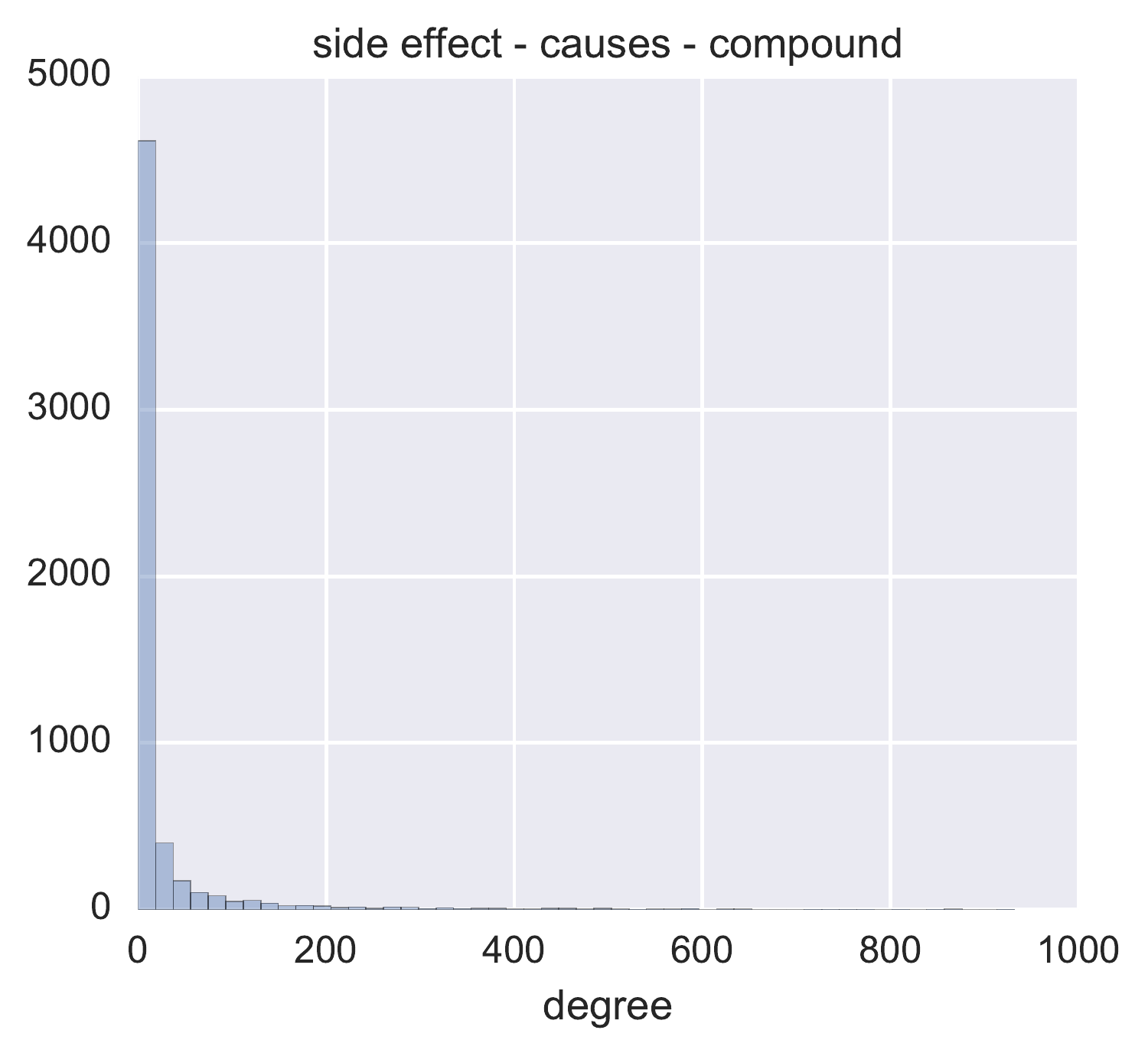side effect - causes - compound

degree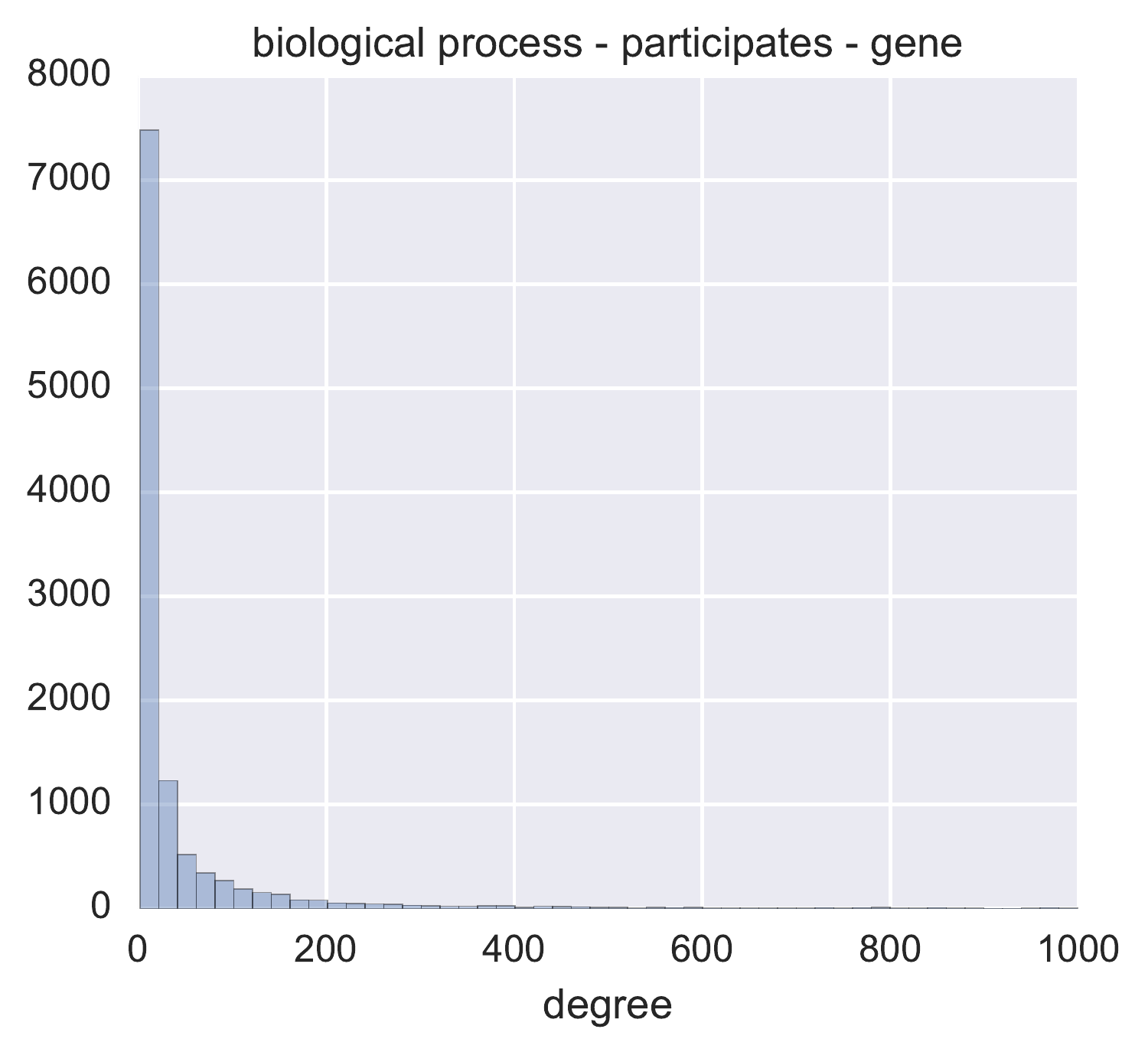biological process - participates - gene

degree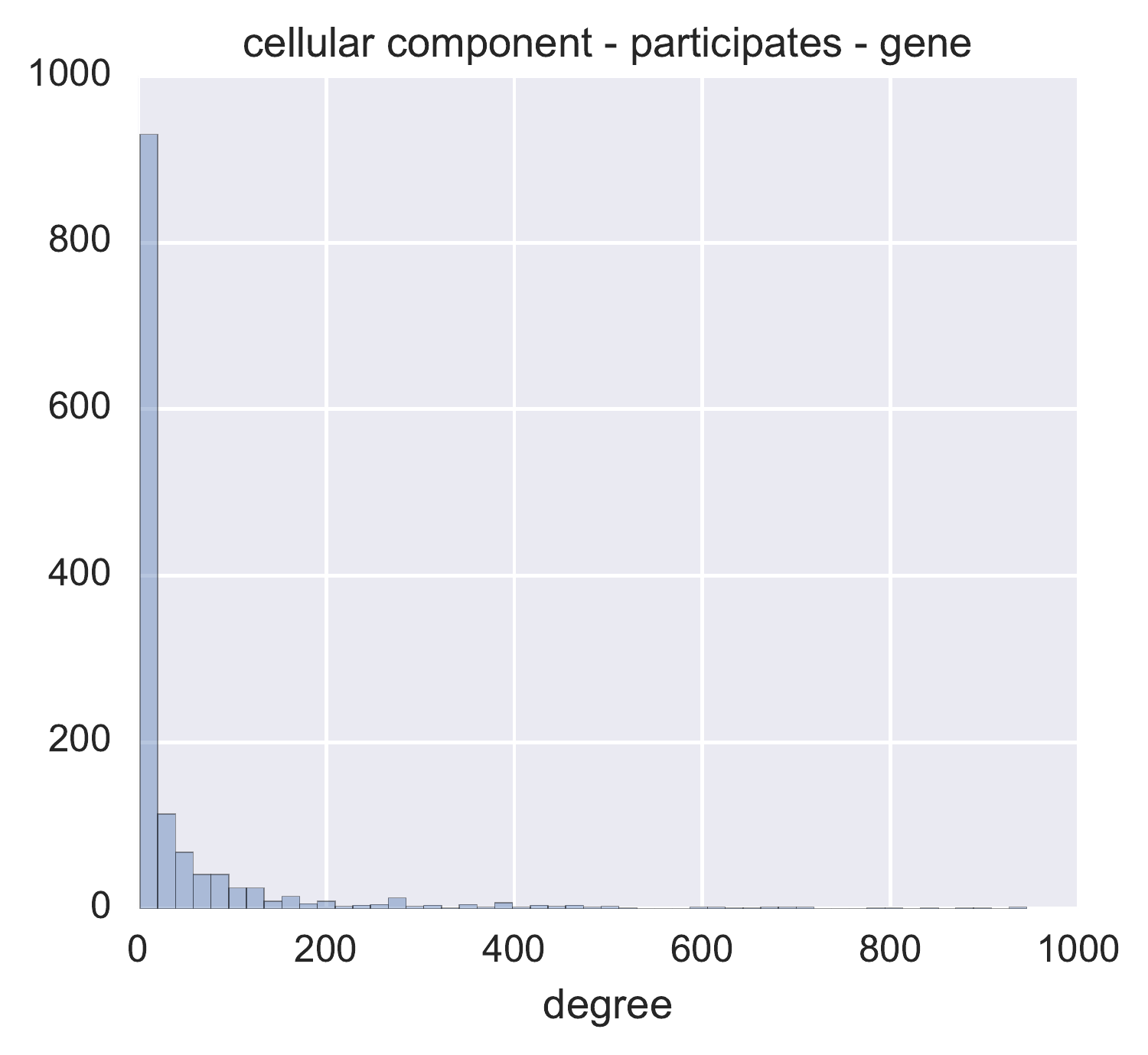cellular component - participates - gene

degree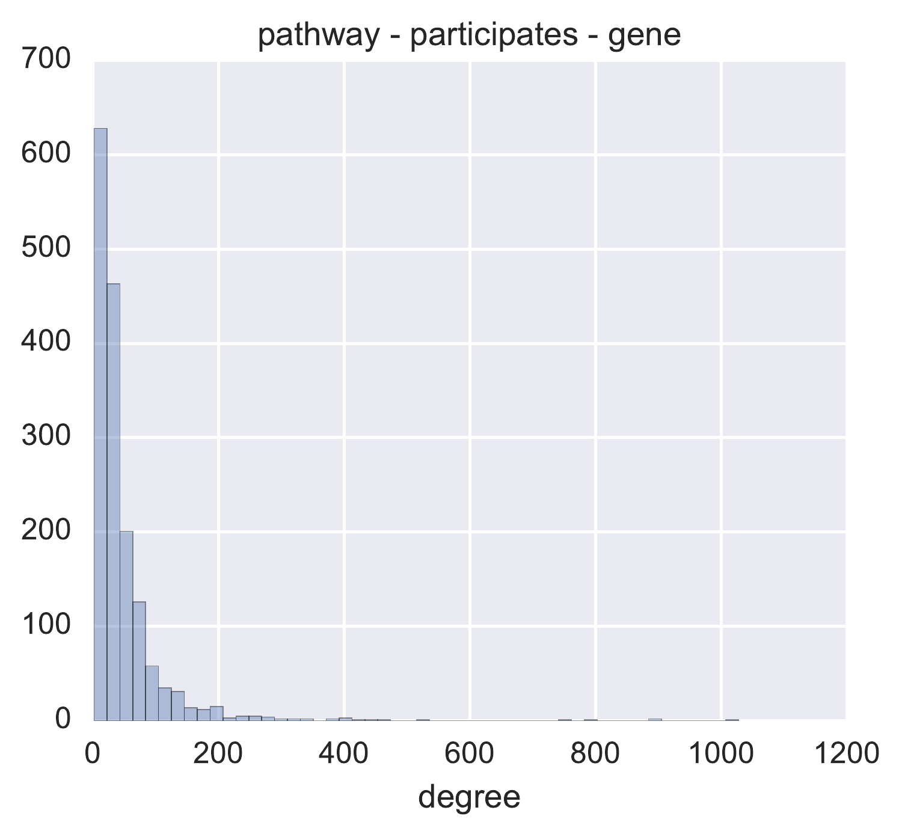pathway - participates - gene

degree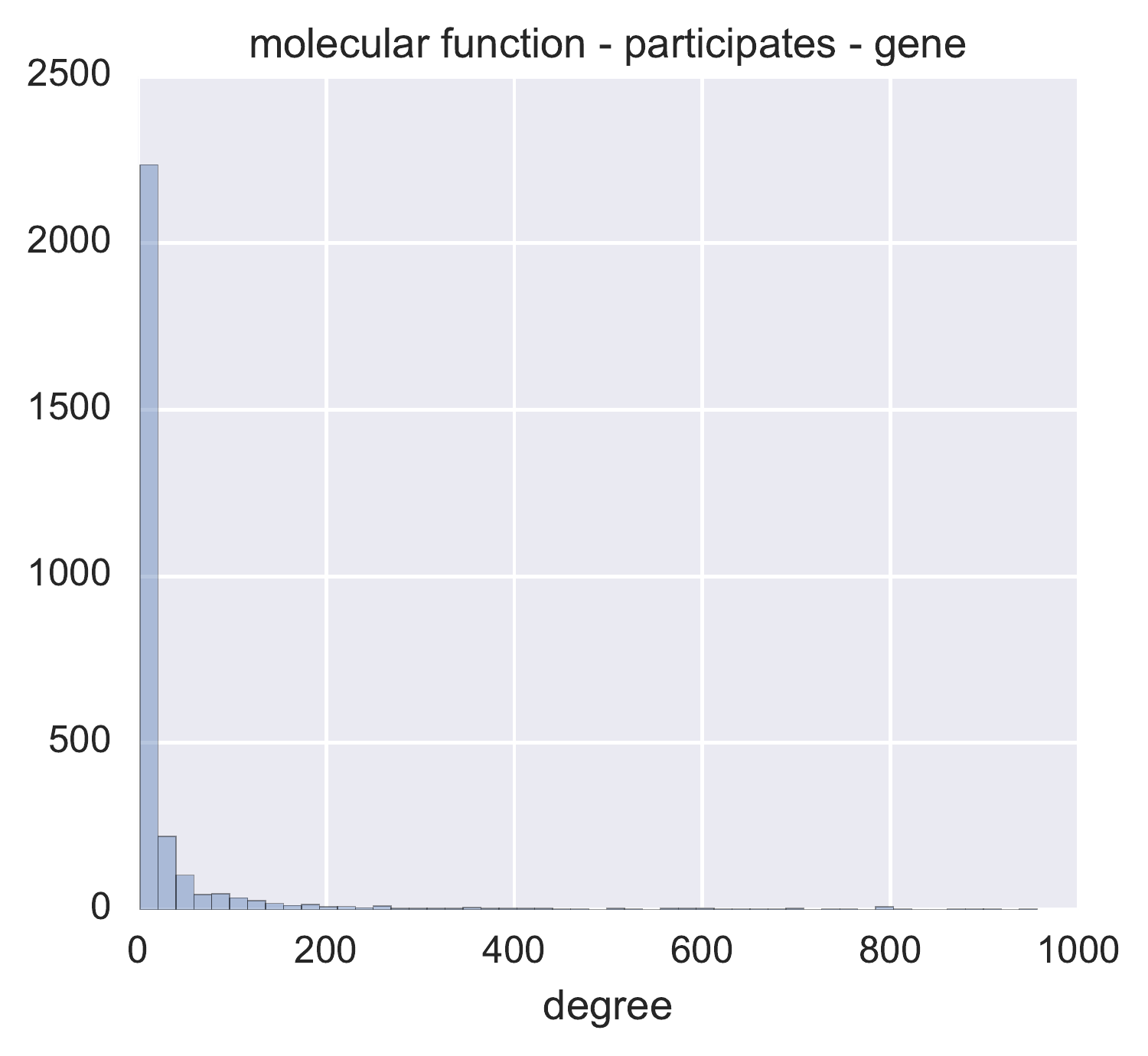molecular function - participates - gene

degree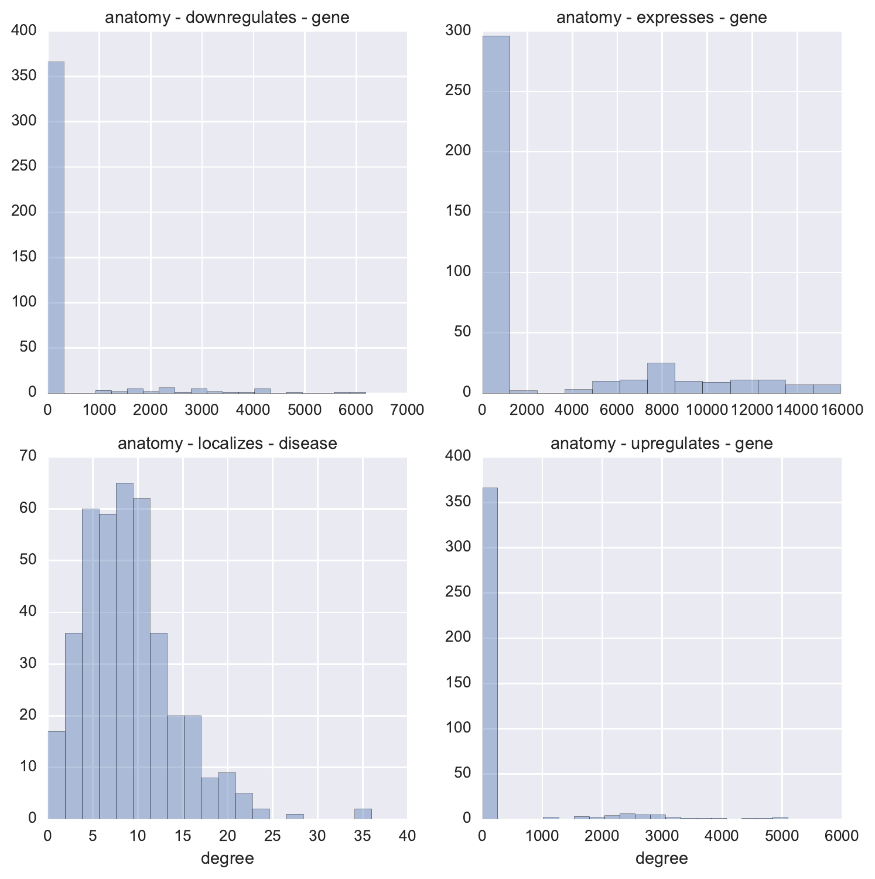anatomy - downregulates - gene

anatomy - expresses - gene

anatomy - localizes - disease

anatomy - upregulates - gene

degree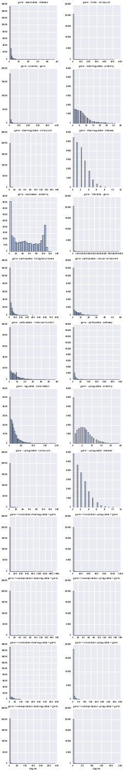gene - associates - disease

gene - binds - compound

gene - covaries - gene

gene - downregulates - anatomy

gene - downregulates - compound

gene - downregulates - disease

gene - expresses - anatomy

gene - interacts - gene

gene - participates - biological process

gene - participates - cellular component

gene - participates - molecular function

gene - participates - pathway

gene - regulates - perturbation

gene - upregulates - anatomy

gene - upregulates - compound

gene - upregulates - disease

gene < knockdown downregulates < gene

gene < knockdown upregulates < gene

gene < overexpression downregulates < gene

gene < overexpression upregulates < gene

gene > knockdown downregulates > gene

gene > knockdown upregulates > gene

gene > overexpression downregulates > gene

gene > overexpression upregulates > gene

degree

degree